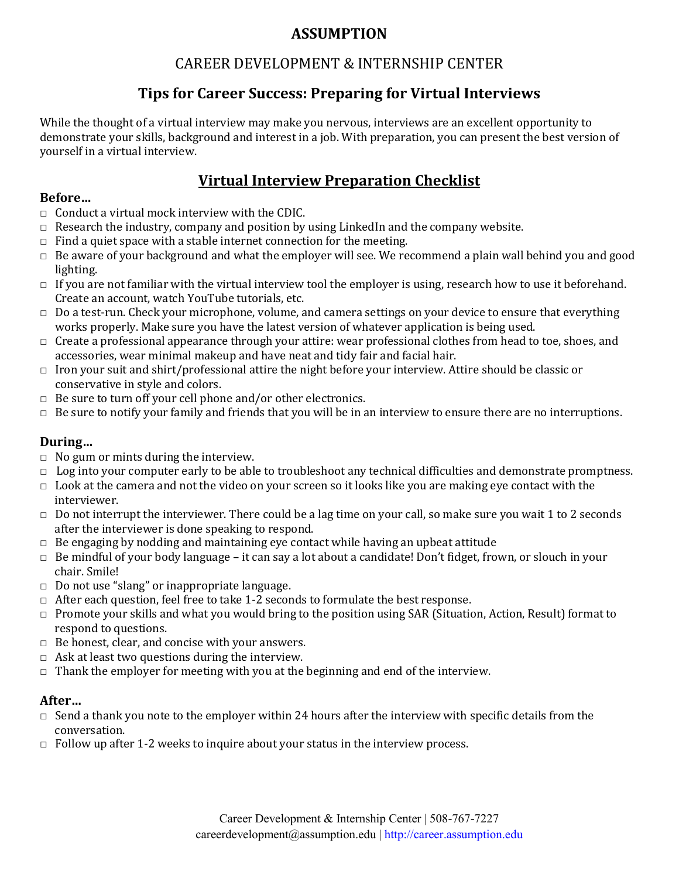# ASSUMPTION

## CAREER DEVELOPMENT & INTERNSHIP CENTER

## Tips for Career Success: Preparing for Virtual Interviews

While the thought of a virtual interview may make you nervous, interviews are an excellent opportunity to demonstrate your skills, background and interest in a job. With preparation, you can present the best version of yourself in a virtual interview.

## Virtual Interview Preparation Checklist

### Before…

- □ Conduct a virtual mock interview with the CDIC.
- □ Research the industry, company and position by using LinkedIn and the company website.
- □ Find a quiet space with a stable internet connection for the meeting.
- □ Be aware of your background and what the employer will see. We recommend a plain wall behind you and good lighting.
- □ If you are not familiar with the virtual interview tool the employer is using, research how to use it beforehand. Create an account, watch YouTube tutorials, etc.
- □ Do a test-run. Check your microphone, volume, and camera settings on your device to ensure that everything works properly. Make sure you have the latest version of whatever application is being used.
- □ Create a professional appearance through your attire: wear professional clothes from head to toe, shoes, and accessories, wear minimal makeup and have neat and tidy fair and facial hair.
- □ Iron your suit and shirt/professional attire the night before your interview. Attire should be classic or conservative in style and colors.
- □ Be sure to turn off your cell phone and/or other electronics.
- □ Be sure to notify your family and friends that you will be in an interview to ensure there are no interruptions.

### During…

- □ No gum or mints during the interview.
- □ Log into your computer early to be able to troubleshoot any technical difficulties and demonstrate promptness.
- □ Look at the camera and not the video on your screen so it looks like you are making eye contact with the interviewer.
- □ Do not interrupt the interviewer. There could be a lag time on your call, so make sure you wait 1 to 2 seconds after the interviewer is done speaking to respond.
- □ Be engaging by nodding and maintaining eye contact while having an upbeat attitude
- □ Be mindful of your body language – it can say a lot about a candidate! Don't fidget, frown, or slouch in your chair. Smile!
- □ Do not use "slang" or inappropriate language.
- □ After each question, feel free to take 1-2 seconds to formulate the best response.
- □ Promote your skills and what you would bring to the position using SAR (Situation, Action, Result) format to respond to questions.
- □ Be honest, clear, and concise with your answers.
- □ Ask at least two questions during the interview.
- □ Thank the employer for meeting with you at the beginning and end of the interview.

### After…

- □ Send a thank you note to the employer within 24 hours after the interview with specific details from the conversation.
- □ Follow up after 1-2 weeks to inquire about your status in the interview process.

Career Development & Internship Center | 508-767-7227
careerdevelopment@assumption.edu | http://career.assumption.edu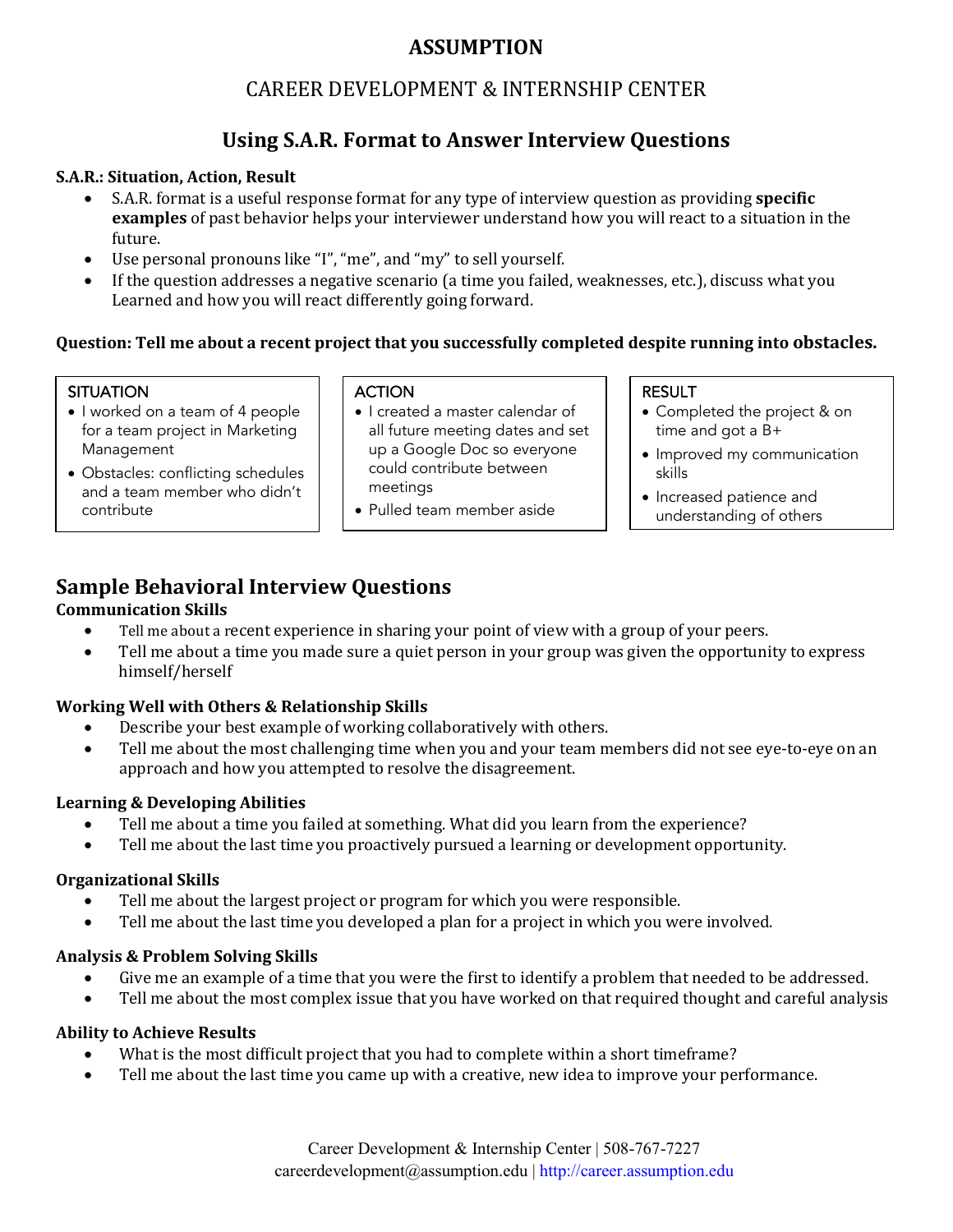# ASSUMPTION

## CAREER DEVELOPMENT & INTERNSHIP CENTER

## Using S.A.R. Format to Answer Interview Questions

**S.A.R.: Situation, Action, Result**

- S.A.R. format is a useful response format for any type of interview question as providing **specific examples** of past behavior helps your interviewer understand how you will react to a situation in the future.
- Use personal pronouns like "I", "me", and "my" to sell yourself.
- If the question addresses a negative scenario (a time you failed, weaknesses, etc.), discuss what you Learned and how you will react differently going forward.

**Question: Tell me about a recent project that you successfully completed despite running into obstacles.**

| SITUATION | ACTION | RESULT |
|---|---|---|
| • I worked on a team of 4 people for a team project in Marketing Management<br>• Obstacles: conflicting schedules and a team member who didn't contribute | • I created a master calendar of all future meeting dates and set up a Google Doc so everyone could contribute between meetings<br>• Pulled team member aside | • Completed the project & on time and got a B+<br>• Improved my communication skills<br>• Increased patience and understanding of others |

## Sample Behavioral Interview Questions

**Communication Skills**

- Tell me about a recent experience in sharing your point of view with a group of your peers.
- Tell me about a time you made sure a quiet person in your group was given the opportunity to express himself/herself

**Working Well with Others & Relationship Skills**

- Describe your best example of working collaboratively with others.
- Tell me about the most challenging time when you and your team members did not see eye-to-eye on an approach and how you attempted to resolve the disagreement.

**Learning & Developing Abilities**

- Tell me about a time you failed at something. What did you learn from the experience?
- Tell me about the last time you proactively pursued a learning or development opportunity.

**Organizational Skills**

- Tell me about the largest project or program for which you were responsible.
- Tell me about the last time you developed a plan for a project in which you were involved.

**Analysis & Problem Solving Skills**

- Give me an example of a time that you were the first to identify a problem that needed to be addressed.
- Tell me about the most complex issue that you have worked on that required thought and careful analysis

**Ability to Achieve Results**

- What is the most difficult project that you had to complete within a short timeframe?
- Tell me about the last time you came up with a creative, new idea to improve your performance.

Career Development & Internship Center | 508-767-7227
careerdevelopment@assumption.edu | http://career.assumption.edu